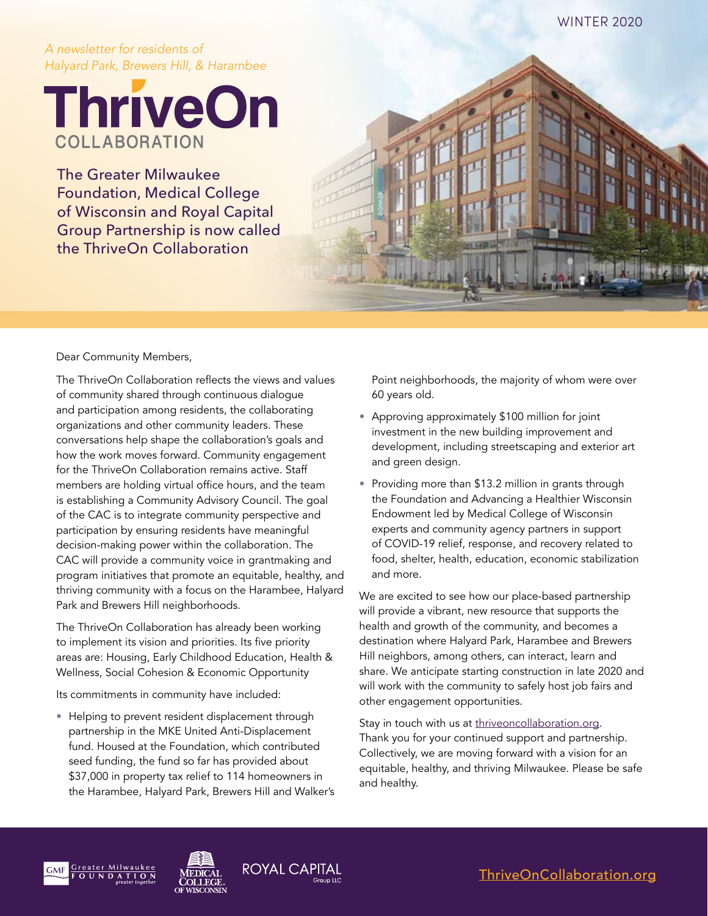WINTER 2020

*A newsletter for residents of Halyard Park, Brewers Hill, & Harambee*

# ThriveOn COLLABORATION

## The Greater Milwaukee Foundation, Medical College of Wisconsin and Royal Capital Group Partnership is now called the ThriveOn Collaboration

Dear Community Members,

The ThriveOn Collaboration reflects the views and values of community shared through continuous dialogue and participation among residents, the collaborating organizations and other community leaders. These conversations help shape the collaboration's goals and how the work moves forward. Community engagement for the ThriveOn Collaboration remains active. Staff members are holding virtual office hours, and the team is establishing a Community Advisory Council. The goal of the CAC is to integrate community perspective and participation by ensuring residents have meaningful decision-making power within the collaboration. The CAC will provide a community voice in grantmaking and program initiatives that promote an equitable, healthy, and thriving community with a focus on the Harambee, Halyard Park and Brewers Hill neighborhoods.

The ThriveOn Collaboration has already been working to implement its vision and priorities. Its five priority areas are: Housing, Early Childhood Education, Health & Wellness, Social Cohesion & Economic Opportunity

Its commitments in community have included:

- Helping to prevent resident displacement through partnership in the MKE United Anti-Displacement fund. Housed at the Foundation, which contributed seed funding, the fund so far has provided about $37,000 in property tax relief to 114 homeowners in the Harambee, Halyard Park, Brewers Hill and Walker's Point neighborhoods, the majority of whom were over 60 years old.
- Approving approximately $100 million for joint investment in the new building improvement and development, including streetscaping and exterior art and green design.
- Providing more than $13.2 million in grants through the Foundation and Advancing a Healthier Wisconsin Endowment led by Medical College of Wisconsin experts and community agency partners in support of COVID-19 relief, response, and recovery related to food, shelter, health, education, economic stabilization and more.

We are excited to see how our place-based partnership will provide a vibrant, new resource that supports the health and growth of the community, and becomes a destination where Halyard Park, Harambee and Brewers Hill neighbors, among others, can interact, learn and share. We anticipate starting construction in late 2020 and will work with the community to safely host job fairs and other engagement opportunities.

Stay in touch with us at thriveoncollaboration.org. Thank you for your continued support and partnership. Collectively, we are moving forward with a vision for an equitable, healthy, and thriving Milwaukee. Please be safe and healthy.

GMF Greater Milwaukee Foundation *greater together* | Medical College of Wisconsin | Royal Capital Group LLC

ThriveOnCollaboration.org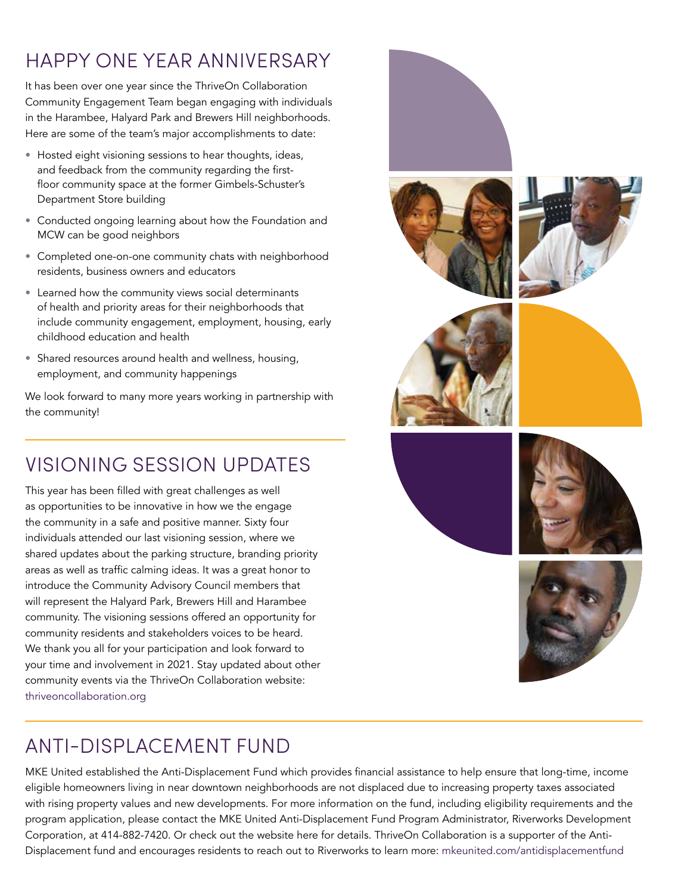## HAPPY ONE YEAR ANNIVERSARY

It has been over one year since the ThriveOn Collaboration Community Engagement Team began engaging with individuals in the Harambee, Halyard Park and Brewers Hill neighborhoods. Here are some of the team's major accomplishments to date:

- Hosted eight visioning sessions to hear thoughts, ideas, and feedback from the community regarding the first-floor community space at the former Gimbels-Schuster's Department Store building
- Conducted ongoing learning about how the Foundation and MCW can be good neighbors
- Completed one-on-one community chats with neighborhood residents, business owners and educators
- Learned how the community views social determinants of health and priority areas for their neighborhoods that include community engagement, employment, housing, early childhood education and health
- Shared resources around health and wellness, housing, employment, and community happenings

We look forward to many more years working in partnership with the community!

## VISIONING SESSION UPDATES

This year has been filled with great challenges as well as opportunities to be innovative in how we the engage the community in a safe and positive manner. Sixty four individuals attended our last visioning session, where we shared updates about the parking structure, branding priority areas as well as traffic calming ideas. It was a great honor to introduce the Community Advisory Council members that will represent the Halyard Park, Brewers Hill and Harambee community. The visioning sessions offered an opportunity for community residents and stakeholders voices to be heard. We thank you all for your participation and look forward to your time and involvement in 2021. Stay updated about other community events via the ThriveOn Collaboration website: thriveoncollaboration.org

## ANTI-DISPLACEMENT FUND

MKE United established the Anti-Displacement Fund which provides financial assistance to help ensure that long-time, income eligible homeowners living in near downtown neighborhoods are not displaced due to increasing property taxes associated with rising property values and new developments. For more information on the fund, including eligibility requirements and the program application, please contact the MKE United Anti-Displacement Fund Program Administrator, Riverworks Development Corporation, at 414-882-7420. Or check out the website here for details. ThriveOn Collaboration is a supporter of the Anti-Displacement fund and encourages residents to reach out to Riverworks to learn more: mkeunited.com/antidisplacementfund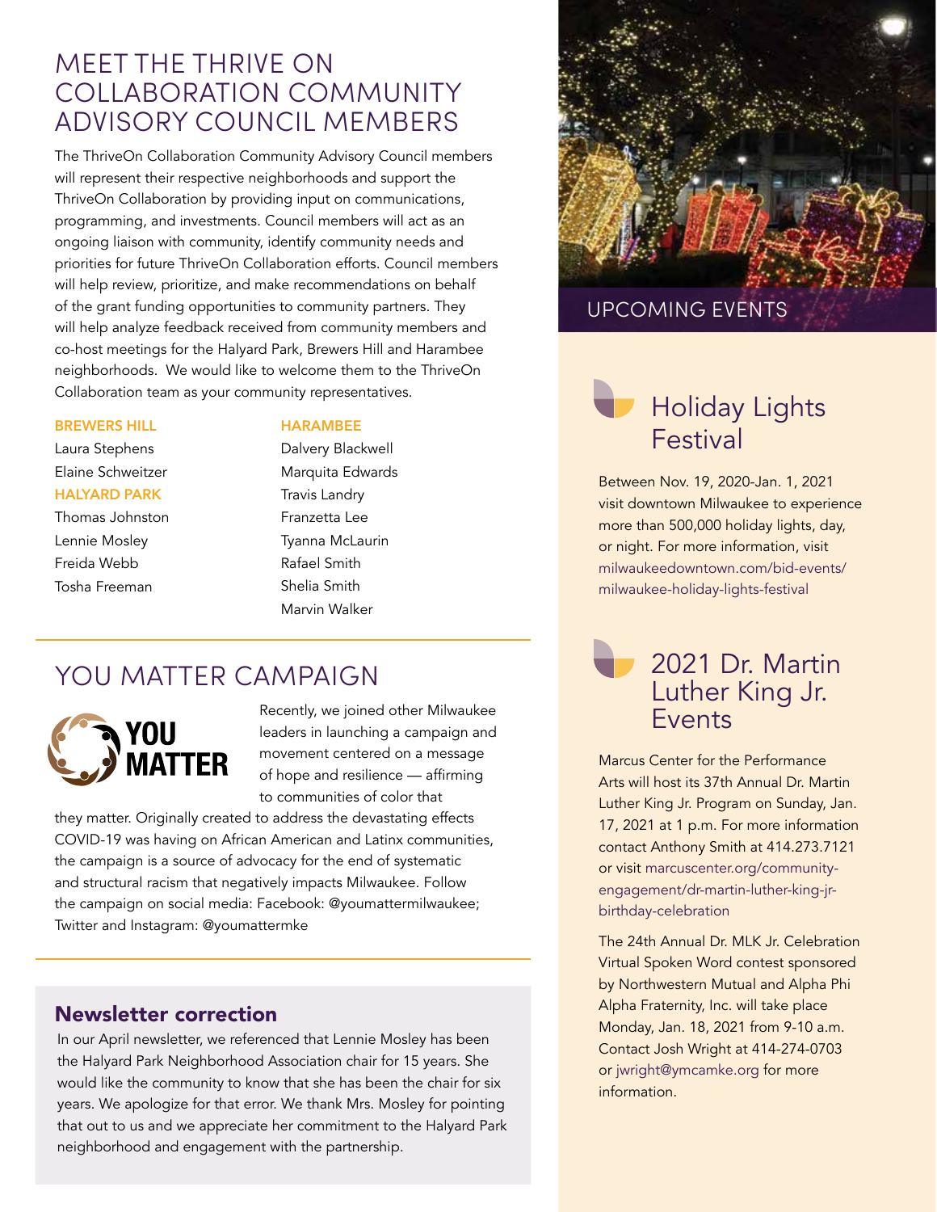# MEET THE THRIVE ON COLLABORATION COMMUNITY ADVISORY COUNCIL MEMBERS

The ThriveOn Collaboration Community Advisory Council members will represent their respective neighborhoods and support the ThriveOn Collaboration by providing input on communications, programming, and investments. Council members will act as an ongoing liaison with community, identify community needs and priorities for future ThriveOn Collaboration efforts. Council members will help review, prioritize, and make recommendations on behalf of the grant funding opportunities to community partners. They will help analyze feedback received from community members and co-host meetings for the Halyard Park, Brewers Hill and Harambee neighborhoods. We would like to welcome them to the ThriveOn Collaboration team as your community representatives.

**BREWERS HILL**

Laura Stephens
Elaine Schweitzer

**HALYARD PARK**

Thomas Johnston
Lennie Mosley
Freida Webb
Tosha Freeman

**HARAMBEE**

Dalvery Blackwell
Marquita Edwards
Travis Landry
Franzetta Lee
Tyanna McLaurin
Rafael Smith
Shelia Smith
Marvin Walker

# YOU MATTER CAMPAIGN

Recently, we joined other Milwaukee leaders in launching a campaign and movement centered on a message of hope and resilience — affirming to communities of color that they matter. Originally created to address the devastating effects COVID-19 was having on African American and Latinx communities, the campaign is a source of advocacy for the end of systematic and structural racism that negatively impacts Milwaukee. Follow the campaign on social media: Facebook: @youmattermilwaukee; Twitter and Instagram: @youmattermke

## Newsletter correction

In our April newsletter, we referenced that Lennie Mosley has been the Halyard Park Neighborhood Association chair for 15 years. She would like the community to know that she has been the chair for six years. We apologize for that error. We thank Mrs. Mosley for pointing that out to us and we appreciate her commitment to the Halyard Park neighborhood and engagement with the partnership.

# UPCOMING EVENTS

## Holiday Lights Festival

Between Nov. 19, 2020-Jan. 1, 2021 visit downtown Milwaukee to experience more than 500,000 holiday lights, day, or night. For more information, visit milwaukeedowntown.com/bid-events/milwaukee-holiday-lights-festival

## 2021 Dr. Martin Luther King Jr. Events

Marcus Center for the Performance Arts will host its 37th Annual Dr. Martin Luther King Jr. Program on Sunday, Jan. 17, 2021 at 1 p.m. For more information contact Anthony Smith at 414.273.7121 or visit marcuscenter.org/community-engagement/dr-martin-luther-king-jr-birthday-celebration

The 24th Annual Dr. MLK Jr. Celebration Virtual Spoken Word contest sponsored by Northwestern Mutual and Alpha Phi Alpha Fraternity, Inc. will take place Monday, Jan. 18, 2021 from 9-10 a.m. Contact Josh Wright at 414-274-0703 or jwright@ymcamke.org for more information.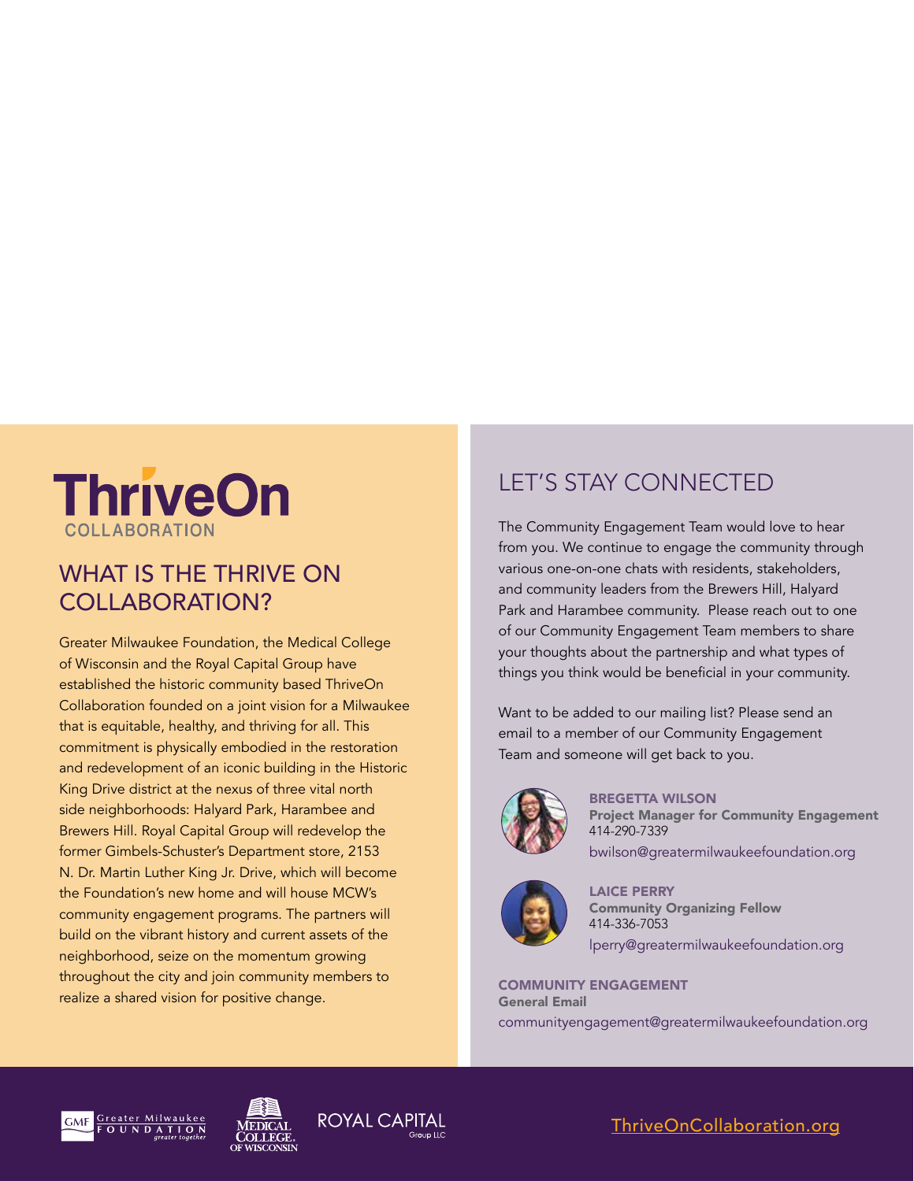# ThriveOn COLLABORATION

## WHAT IS THE THRIVE ON COLLABORATION?

Greater Milwaukee Foundation, the Medical College of Wisconsin and the Royal Capital Group have established the historic community based ThriveOn Collaboration founded on a joint vision for a Milwaukee that is equitable, healthy, and thriving for all. This commitment is physically embodied in the restoration and redevelopment of an iconic building in the Historic King Drive district at the nexus of three vital north side neighborhoods: Halyard Park, Harambee and Brewers Hill. Royal Capital Group will redevelop the former Gimbels-Schuster's Department store, 2153 N. Dr. Martin Luther King Jr. Drive, which will become the Foundation's new home and will house MCW's community engagement programs. The partners will build on the vibrant history and current assets of the neighborhood, seize on the momentum growing throughout the city and join community members to realize a shared vision for positive change.

## LET'S STAY CONNECTED

The Community Engagement Team would love to hear from you. We continue to engage the community through various one-on-one chats with residents, stakeholders, and community leaders from the Brewers Hill, Halyard Park and Harambee community. Please reach out to one of our Community Engagement Team members to share your thoughts about the partnership and what types of things you think would be beneficial in your community.

Want to be added to our mailing list? Please send an email to a member of our Community Engagement Team and someone will get back to you.

**BREGETTA WILSON**
**Project Manager for Community Engagement**
414-290-7339
bwilson@greatermilwaukeefoundation.org

**LAICE PERRY**
**Community Organizing Fellow**
414-336-7053
lperry@greatermilwaukeefoundation.org

**COMMUNITY ENGAGEMENT**
**General Email**
communityengagement@greatermilwaukeefoundation.org

GMF Greater Milwaukee Foundation greater together

Medical College of Wisconsin

ROYAL CAPITAL Group LLC

ThriveOnCollaboration.org